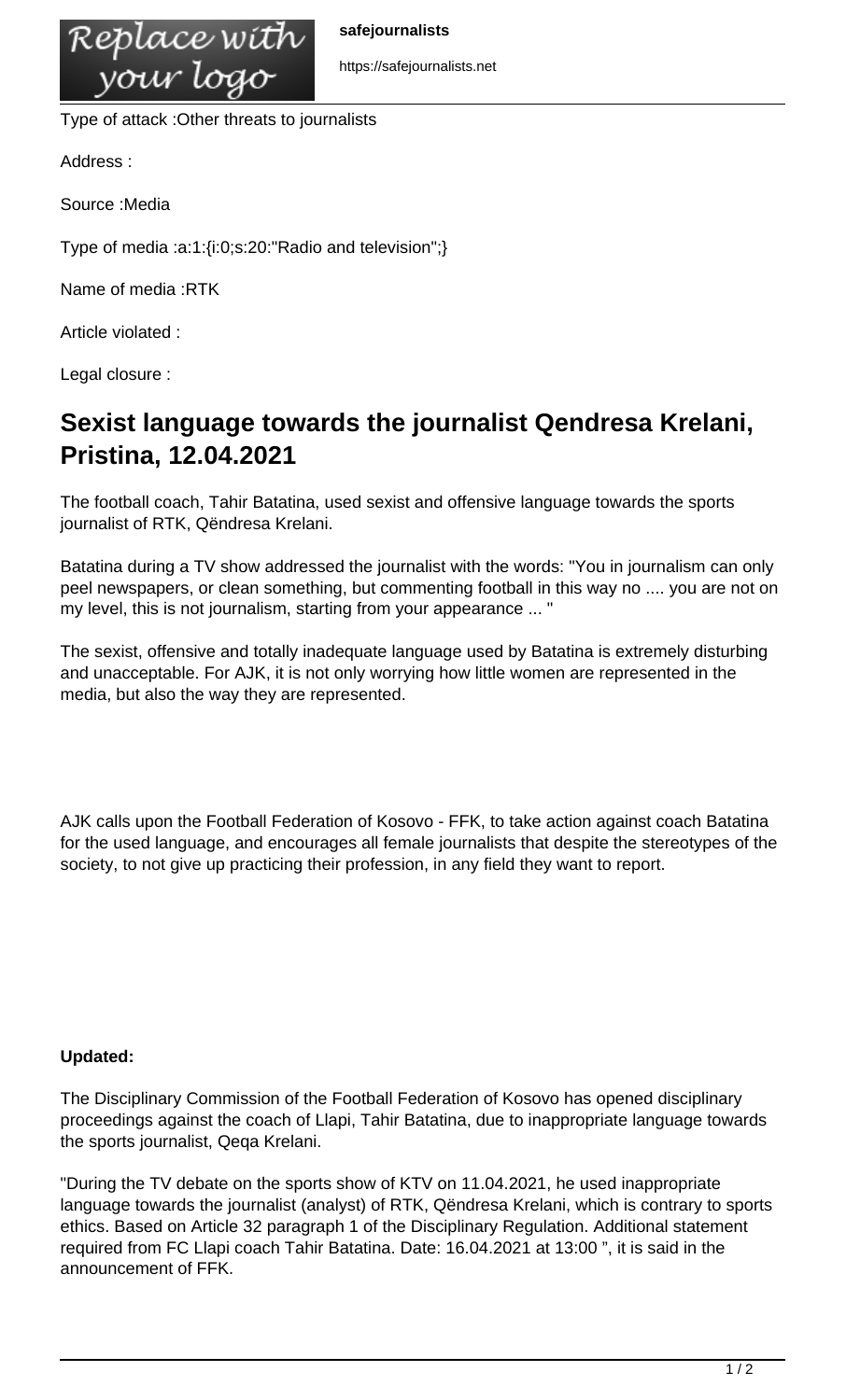Type of attack :Other threats to journalists

Address :

Source :Media

Type of media :a:1:{i:0;s:20:"Radio and television";}

Name of media :RTK

Article violated :

Legal closure :

# Sexist language towards the journalist Qendresa Krelani, Pristina, 12.04.2021

The football coach, Tahir Batatina, used sexist and offensive language towards the sports journalist of RTK, Qëndresa Krelani.

Batatina during a TV show addressed the journalist with the words: "You in journalism can only peel newspapers, or clean something, but commenting football in this way no .... you are not on my level, this is not journalism, starting from your appearance ... "

The sexist, offensive and totally inadequate language used by Batatina is extremely disturbing and unacceptable. For AJK, it is not only worrying how little women are represented in the media, but also the way they are represented.

AJK calls upon the Football Federation of Kosovo - FFK, to take action against coach Batatina for the used language, and encourages all female journalists that despite the stereotypes of the society, to not give up practicing their profession, in any field they want to report.

**Updated:**

The Disciplinary Commission of the Football Federation of Kosovo has opened disciplinary proceedings against the coach of Llapi, Tahir Batatina, due to inappropriate language towards the sports journalist, Qeqa Krelani.

"During the TV debate on the sports show of KTV on 11.04.2021, he used inappropriate language towards the journalist (analyst) of RTK, Qëndresa Krelani, which is contrary to sports ethics. Based on Article 32 paragraph 1 of the Disciplinary Regulation. Additional statement required from FC Llapi coach Tahir Batatina. Date: 16.04.2021 at 13:00 ", it is said in the announcement of FFK.